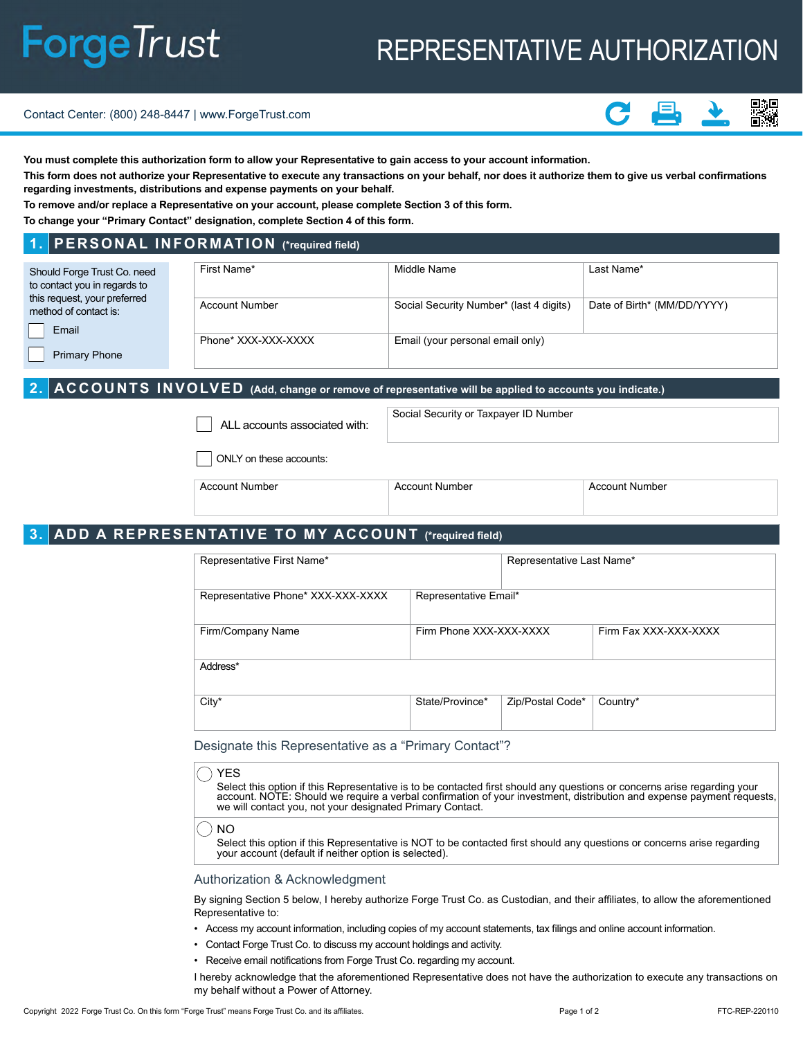# ForgeTrust

# REPRESENTATIVE AUTHORIZATION

Contact Center: (800) 248-8447 | www.ForgeTrust.com

**You must complete this authorization form to allow your Representative to gain access to your account information.**

**This form does not authorize your Representative to execute any transactions on your behalf, nor does it authorize them to give us verbal confirmations regarding investments, distributions and expense payments on your behalf.**

**To remove and/or replace a Representative on your account, please complete Section 3 of this form.**

**To change your "Primary Contact" designation, complete Section 4 of this form.**

## 1. PERSONAL INFORMATION (*required field)

Should Forge Trust Co. need to contact you in regards to this request, your preferred method of contact is:

- ☐ Email
- ☐ Primary Phone

| First Name* | Middle Name | Last Name* |
|---|---|---|
| Account Number | Social Security Number* (last 4 digits) | Date of Birth* (MM/DD/YYYY) |
| Phone* XXX-XXX-XXXX | Email (your personal email only) | |

## 2. ACCOUNTS INVOLVED (Add, change or remove of representative will be applied to accounts you indicate.)

☐ ALL accounts associated with: Social Security or Taxpayer ID Number

☐ ONLY on these accounts:

| Account Number | Account Number | Account Number |
|---|---|---|
| | | |

## 3. ADD A REPRESENTATIVE TO MY ACCOUNT (*required field)

| Representative First Name* | | Representative Last Name* | |
|---|---|---|---|
| Representative Phone* XXX-XXX-XXXX | Representative Email* | | |
| Firm/Company Name | Firm Phone XXX-XXX-XXXX | | Firm Fax XXX-XXX-XXXX |
| Address* | | | |
| City* | State/Province* | Zip/Postal Code* | Country* |

### Designate this Representative as a "Primary Contact"?

◯ YES
Select this option if this Representative is to be contacted first should any questions or concerns arise regarding your account. NOTE: Should we require a verbal confirmation of your investment, distribution and expense payment requests, we will contact you, not your designated Primary Contact.

◯ NO
Select this option if this Representative is NOT to be contacted first should any questions or concerns arise regarding your account (default if neither option is selected).

### Authorization & Acknowledgment

By signing Section 5 below, I hereby authorize Forge Trust Co. as Custodian, and their affiliates, to allow the aforementioned Representative to:

- Access my account information, including copies of my account statements, tax filings and online account information.
- Contact Forge Trust Co. to discuss my account holdings and activity.
- Receive email notifications from Forge Trust Co. regarding my account.

I hereby acknowledge that the aforementioned Representative does not have the authorization to execute any transactions on my behalf without a Power of Attorney.

Copyright 2022 Forge Trust Co. On this form "Forge Trust" means Forge Trust Co. and its affiliates.

FTC-REP-220110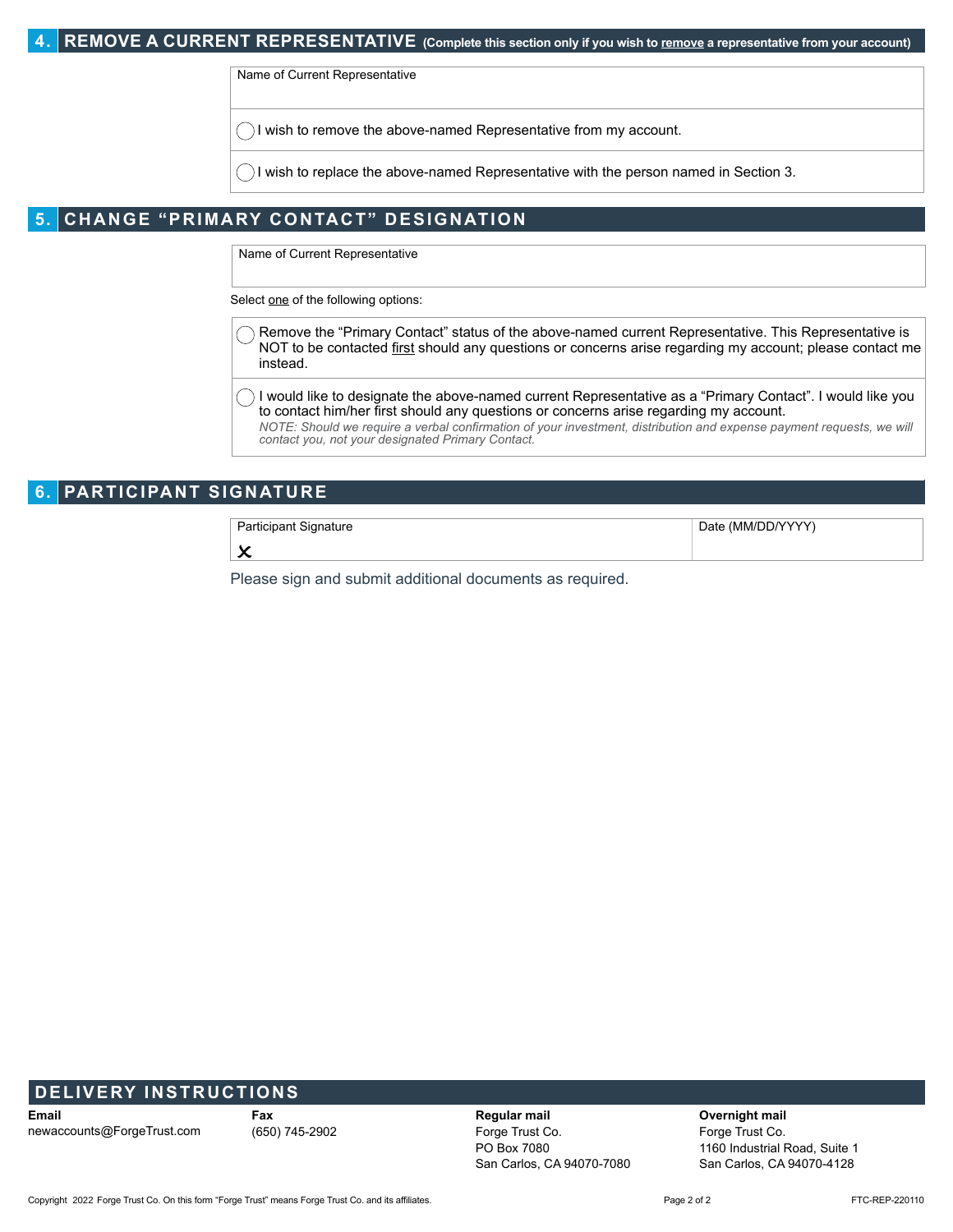## 4. REMOVE A CURRENT REPRESENTATIVE (Complete this section only if you wish to remove a representative from your account)

Name of Current Representative

◯ I wish to remove the above-named Representative from my account.

◯ I wish to replace the above-named Representative with the person named in Section 3.

## 5. CHANGE "PRIMARY CONTACT" DESIGNATION

Name of Current Representative

Select one of the following options:

◯ Remove the "Primary Contact" status of the above-named current Representative. This Representative is NOT to be contacted first should any questions or concerns arise regarding my account; please contact me instead.

◯ I would like to designate the above-named current Representative as a "Primary Contact". I would like you to contact him/her first should any questions or concerns arise regarding my account.
*NOTE: Should we require a verbal confirmation of your investment, distribution and expense payment requests, we will contact you, not your designated Primary Contact.*

## 6. PARTICIPANT SIGNATURE

| Participant Signature | Date (MM/DD/YYYY) |
|---|---|
| ✕ | |

Please sign and submit additional documents as required.

## DELIVERY INSTRUCTIONS

**Email**
newaccounts@ForgeTrust.com

**Fax**
(650) 745-2902

**Regular mail**
Forge Trust Co.
PO Box 7080
San Carlos, CA 94070-7080

**Overnight mail**
Forge Trust Co.
1160 Industrial Road, Suite 1
San Carlos, CA 94070-4128

Copyright 2022 Forge Trust Co. On this form "Forge Trust" means Forge Trust Co. and its affiliates.

FTC-REP-220110